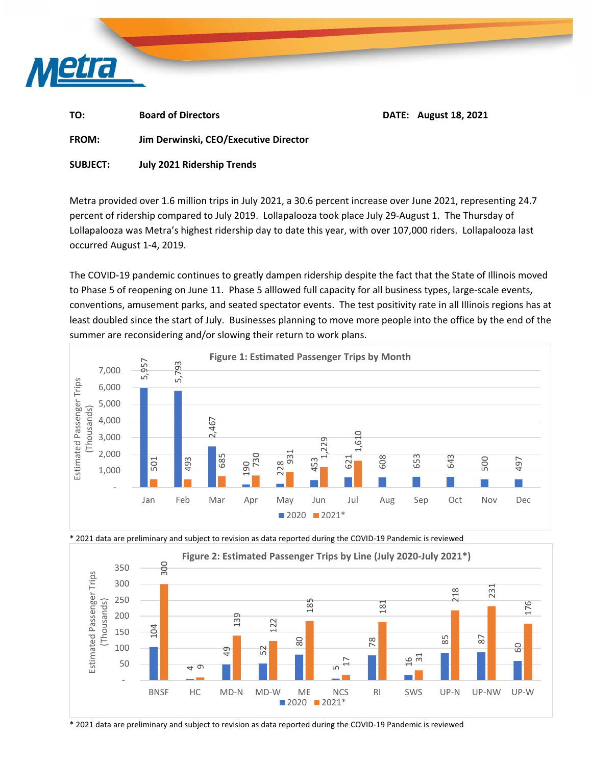| | | | |
|---|---|---|---|
| **TO:** | **Board of Directors** | **DATE:** | **August 18, 2021** |
| **FROM:** | **Jim Derwinski, CEO/Executive Director** | | |
| **SUBJECT:** | **July 2021 Ridership Trends** | | |

Metra provided over 1.6 million trips in July 2021, a 30.6 percent increase over June 2021, representing 24.7 percent of ridership compared to July 2019. Lollapalooza took place July 29-August 1. The Thursday of Lollapalooza was Metra's highest ridership day to date this year, with over 107,000 riders. Lollapalooza last occurred August 1-4, 2019.

The COVID-19 pandemic continues to greatly dampen ridership despite the fact that the State of Illinois moved to Phase 5 of reopening on June 11. Phase 5 alllowed full capacity for all business types, large-scale events, conventions, amusement parks, and seated spectator events. The test positivity rate in all Illinois regions has at least doubled since the start of July. Businesses planning to move more people into the office by the end of the summer are reconsidering and/or slowing their return to work plans.

**Figure 1: Estimated Passenger Trips by Month**

Estimated Passenger Trips (Thousands)

| Month | 2020 | 2021* |
|---|---|---|
| Jan | 5,957 | 501 |
| Feb | 5,793 | 493 |
| Mar | 2,467 | 685 |
| Apr | 190 | 730 |
| May | 228 | 931 |
| Jun | 453 | 1,229 |
| Jul | 621 | 1,610 |
| Aug | 608 | |
| Sep | 653 | |
| Oct | 643 | |
| Nov | 500 | |
| Dec | 497 | |

\* 2021 data are preliminary and subject to revision as data reported during the COVID-19 Pandemic is reviewed

**Figure 2: Estimated Passenger Trips by Line (July 2020-July 2021*)**

Estimated Passenger Trips (Thousands)

| Line | 2020 | 2021* |
|---|---|---|
| BNSF | 104 | 300 |
| HC | 4 | 9 |
| MD-N | 49 | 139 |
| MD-W | 52 | 122 |
| ME | 80 | 185 |
| NCS | 5 | 17 |
| RI | 78 | 181 |
| SWS | 16 | 31 |
| UP-N | 85 | 218 |
| UP-NW | 87 | 231 |
| UP-W | 60 | 176 |

\* 2021 data are preliminary and subject to revision as data reported during the COVID-19 Pandemic is reviewed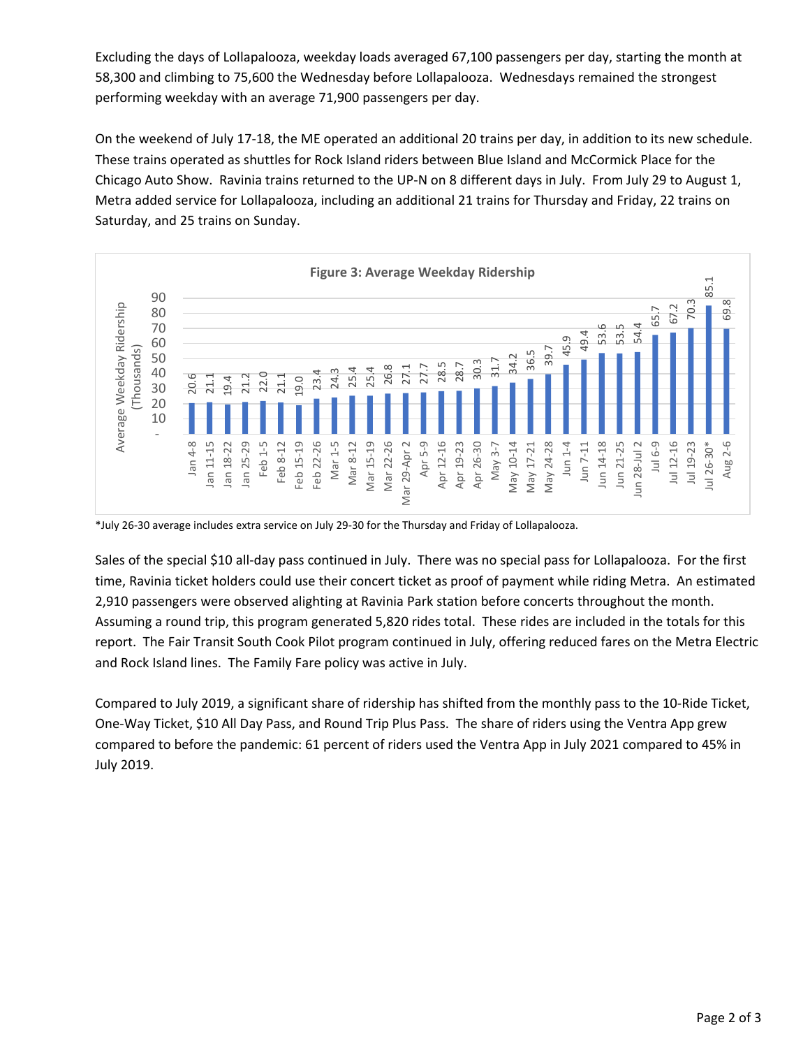Excluding the days of Lollapalooza, weekday loads averaged 67,100 passengers per day, starting the month at 58,300 and climbing to 75,600 the Wednesday before Lollapalooza. Wednesdays remained the strongest performing weekday with an average 71,900 passengers per day.

On the weekend of July 17-18, the ME operated an additional 20 trains per day, in addition to its new schedule. These trains operated as shuttles for Rock Island riders between Blue Island and McCormick Place for the Chicago Auto Show. Ravinia trains returned to the UP-N on 8 different days in July. From July 29 to August 1, Metra added service for Lollapalooza, including an additional 21 trains for Thursday and Friday, 22 trains on Saturday, and 25 trains on Sunday.

**Figure 3: Average Weekday Ridership**

| Week | Average Weekday Ridership (Thousands) |
|---|---|
| Jan 4-8 | 20.6 |
| Jan 11-15 | 21.1 |
| Jan 18-22 | 19.4 |
| Jan 25-29 | 21.2 |
| Feb 1-5 | 22.0 |
| Feb 8-12 | 21.1 |
| Feb 15-19 | 19.0 |
| Feb 22-26 | 23.4 |
| Mar 1-5 | 24.3 |
| Mar 8-12 | 25.4 |
| Mar 15-19 | 25.4 |
| Mar 22-26 | 26.8 |
| Mar 29-Apr 2 | 27.1 |
| Apr 5-9 | 27.7 |
| Apr 12-16 | 28.5 |
| Apr 19-23 | 28.7 |
| Apr 26-30 | 30.3 |
| May 3-7 | 31.7 |
| May 10-14 | 34.2 |
| May 17-21 | 36.5 |
| May 24-28 | 39.7 |
| Jun 1-4 | 45.9 |
| Jun 7-11 | 49.4 |
| Jun 14-18 | 53.6 |
| Jun 21-25 | 53.5 |
| Jun 28-Jul 2 | 54.4 |
| Jul 6-9 | 65.7 |
| Jul 12-16 | 67.2 |
| Jul 19-23 | 70.3 |
| Jul 26-30* | 85.1 |
| Aug 2-6 | 69.8 |

*July 26-30 average includes extra service on July 29-30 for the Thursday and Friday of Lollapalooza.

Sales of the special $10 all-day pass continued in July. There was no special pass for Lollapalooza. For the first time, Ravinia ticket holders could use their concert ticket as proof of payment while riding Metra. An estimated 2,910 passengers were observed alighting at Ravinia Park station before concerts throughout the month. Assuming a round trip, this program generated 5,820 rides total. These rides are included in the totals for this report. The Fair Transit South Cook Pilot program continued in July, offering reduced fares on the Metra Electric and Rock Island lines. The Family Fare policy was active in July.

Compared to July 2019, a significant share of ridership has shifted from the monthly pass to the 10-Ride Ticket, One-Way Ticket, $10 All Day Pass, and Round Trip Plus Pass. The share of riders using the Ventra App grew compared to before the pandemic: 61 percent of riders used the Ventra App in July 2021 compared to 45% in July 2019.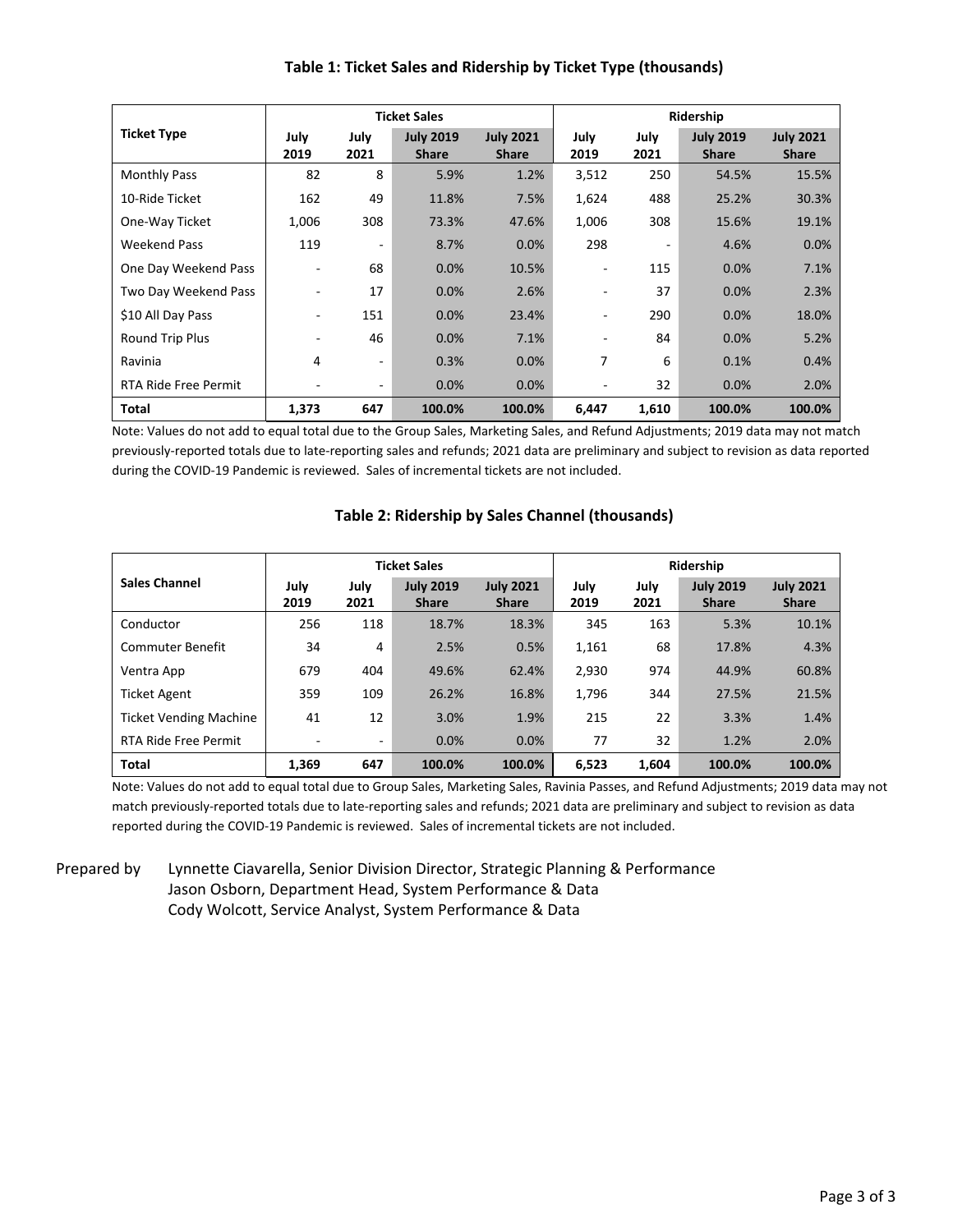**Table 1: Ticket Sales and Ridership by Ticket Type (thousands)**

| Ticket Type | Ticket Sales | | | | Ridership | | | |
|---|---|---|---|---|---|---|---|---|
| | July 2019 | July 2021 | July 2019 Share | July 2021 Share | July 2019 | July 2021 | July 2019 Share | July 2021 Share |
| Monthly Pass | 82 | 8 | 5.9% | 1.2% | 3,512 | 250 | 54.5% | 15.5% |
| 10-Ride Ticket | 162 | 49 | 11.8% | 7.5% | 1,624 | 488 | 25.2% | 30.3% |
| One-Way Ticket | 1,006 | 308 | 73.3% | 47.6% | 1,006 | 308 | 15.6% | 19.1% |
| Weekend Pass | 119 | - | 8.7% | 0.0% | 298 | - | 4.6% | 0.0% |
| One Day Weekend Pass | - | 68 | 0.0% | 10.5% | - | 115 | 0.0% | 7.1% |
| Two Day Weekend Pass | - | 17 | 0.0% | 2.6% | - | 37 | 0.0% | 2.3% |
| $10 All Day Pass | - | 151 | 0.0% | 23.4% | - | 290 | 0.0% | 18.0% |
| Round Trip Plus | - | 46 | 0.0% | 7.1% | - | 84 | 0.0% | 5.2% |
| Ravinia | 4 | - | 0.3% | 0.0% | 7 | 6 | 0.1% | 0.4% |
| RTA Ride Free Permit | - | - | 0.0% | 0.0% | - | 32 | 0.0% | 2.0% |
| **Total** | **1,373** | **647** | **100.0%** | **100.0%** | **6,447** | **1,610** | **100.0%** | **100.0%** |

Note: Values do not add to equal total due to the Group Sales, Marketing Sales, and Refund Adjustments; 2019 data may not match previously-reported totals due to late-reporting sales and refunds; 2021 data are preliminary and subject to revision as data reported during the COVID-19 Pandemic is reviewed. Sales of incremental tickets are not included.

**Table 2: Ridership by Sales Channel (thousands)**

| Sales Channel | Ticket Sales | | | | Ridership | | | |
|---|---|---|---|---|---|---|---|---|
| | July 2019 | July 2021 | July 2019 Share | July 2021 Share | July 2019 | July 2021 | July 2019 Share | July 2021 Share |
| Conductor | 256 | 118 | 18.7% | 18.3% | 345 | 163 | 5.3% | 10.1% |
| Commuter Benefit | 34 | 4 | 2.5% | 0.5% | 1,161 | 68 | 17.8% | 4.3% |
| Ventra App | 679 | 404 | 49.6% | 62.4% | 2,930 | 974 | 44.9% | 60.8% |
| Ticket Agent | 359 | 109 | 26.2% | 16.8% | 1,796 | 344 | 27.5% | 21.5% |
| Ticket Vending Machine | 41 | 12 | 3.0% | 1.9% | 215 | 22 | 3.3% | 1.4% |
| RTA Ride Free Permit | - | - | 0.0% | 0.0% | 77 | 32 | 1.2% | 2.0% |
| **Total** | **1,369** | **647** | **100.0%** | **100.0%** | **6,523** | **1,604** | **100.0%** | **100.0%** |

Note: Values do not add to equal total due to Group Sales, Marketing Sales, Ravinia Passes, and Refund Adjustments; 2019 data may not match previously-reported totals due to late-reporting sales and refunds; 2021 data are preliminary and subject to revision as data reported during the COVID-19 Pandemic is reviewed. Sales of incremental tickets are not included.

Prepared by Lynnette Ciavarella, Senior Division Director, Strategic Planning & Performance
Jason Osborn, Department Head, System Performance & Data
Cody Wolcott, Service Analyst, System Performance & Data